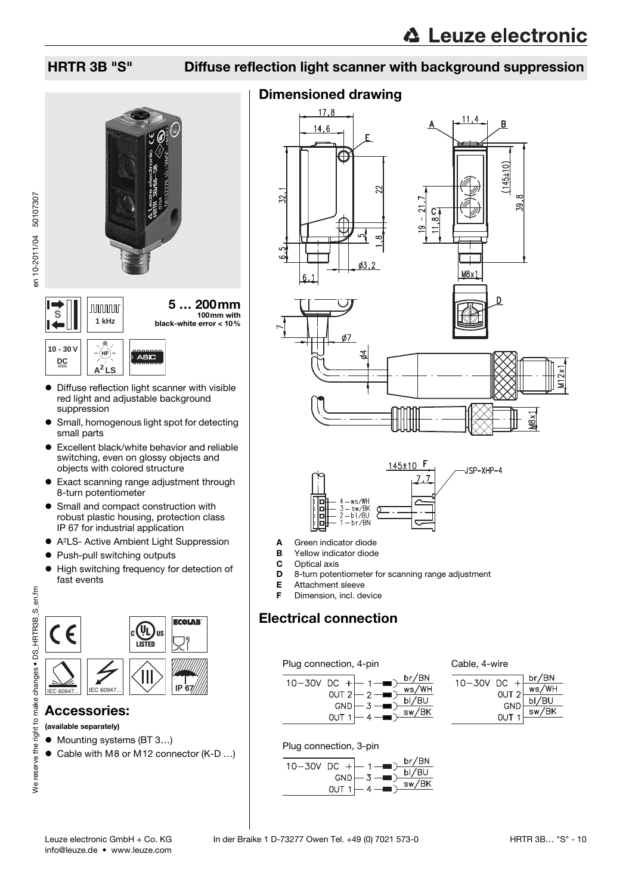# HRTR 3B "S" Diffuse reflection light scanner with background suppression

**5 … 200mm**
100mm with black-white error < 10%

S | 1 kHz | 10 - 30 V DC | A²LS | ASIC

- Diffuse reflection light scanner with visible red light and adjustable background suppression
- Small, homogenous light spot for detecting small parts
- Excellent black/white behavior and reliable switching, even on glossy objects and objects with colored structure
- Exact scanning range adjustment through 8-turn potentiometer
- Small and compact construction with robust plastic housing, protection class IP 67 for industrial application
- A²LS- Active Ambient Light Suppression
- Push-pull switching outputs
- High switching frequency for detection of fast events

IEC 60947... IEC 60947... IP 67

## Accessories:

**(available separately)**

- Mounting systems (BT 3…)
- Cable with M8 or M12 connector (K-D …)

## Dimensioned drawing

- **A** Green indicator diode
- **B** Yellow indicator diode
- **C** Optical axis
- **D** 8-turn potentiometer for scanning range adjustment
- **E** Attachment sleeve
- **F** Dimension, incl. device

## Electrical connection

Plug connection, 4-pin

| | Pin | Wire |
|---|---|---|
| 10–30V DC + | 1 | br/BN |
| OUT 2 | 2 | ws/WH |
| GND | 3 | bl/BU |
| OUT 1 | 4 | sw/BK |

Cable, 4-wire

| | Wire |
|---|---|
| 10–30V DC + | br/BN |
| OUT 2 | ws/WH |
| GND | bl/BU |
| OUT 1 | sw/BK |

Plug connection, 3-pin

| | Pin | Wire |
|---|---|---|
| 10–30V DC + | 1 | br/BN |
| GND | 3 | bl/BU |
| OUT 1 | 4 | sw/BK |

Leuze electronic GmbH + Co. KG In der Braike 1 D-73277 Owen Tel. +49 (0) 7021 573-0
info@leuze.de • www.leuze.com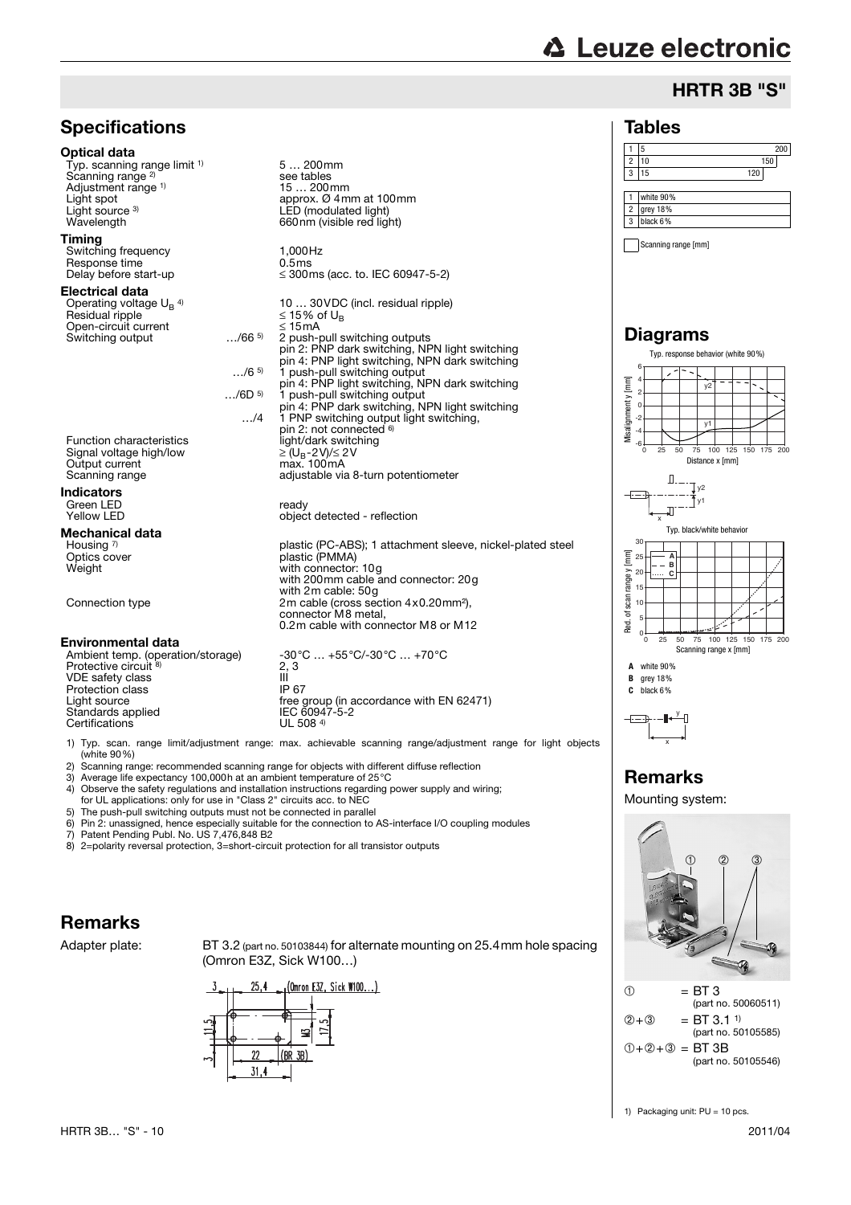# HRTR 3B "S"

## Specifications

### Optical data

| | | |
|---|---|---|
| Typ. scanning range limit [1] | | 5 … 200mm |
| Scanning range [2] | | see tables |
| Adjustment range [1] | | 15 … 200mm |
| Light spot | | approx. Ø 4mm at 100mm |
| Light source [3] | | LED (modulated light) |
| Wavelength | | 660nm (visible red light) |

### Timing

| | | |
|---|---|---|
| Switching frequency | | 1,000Hz |
| Response time | | 0.5ms |
| Delay before start-up | | ≤ 300ms (acc. to. IEC 60947-5-2) |

### Electrical data

| | | |
|---|---|---|
| Operating voltage $U_B$ [4] | | 10 … 30VDC (incl. residual ripple) |
| Residual ripple | | ≤ 15% of $U_B$ |
| Open-circuit current | | ≤ 15mA |
| Switching output | …/66 [5] | 2 push-pull switching outputs<br>pin 2: PNP dark switching, NPN light switching<br>pin 4: PNP light switching, NPN dark switching |
| | …/6 [5] | 1 push-pull switching output<br>pin 4: PNP light switching, NPN dark switching |
| | …/6D [5] | 1 push-pull switching output<br>pin 4: PNP dark switching, NPN light switching |
| | …/4 | 1 PNP switching output light switching,<br>pin 2: not connected [6] |
| Function characteristics | | light/dark switching |
| Signal voltage high/low | | ≥ ($U_B$-2V)/≤ 2V |
| Output current | | max. 100mA |
| Scanning range | | adjustable via 8-turn potentiometer |

### Indicators

| | |
|---|---|
| Green LED | ready |
| Yellow LED | object detected - reflection |

### Mechanical data

| | |
|---|---|
| Housing [7] | plastic (PC-ABS); 1 attachment sleeve, nickel-plated steel |
| Optics cover | plastic (PMMA) |
| Weight | with connector: 10g<br>with 200mm cable and connector: 20g<br>with 2m cable: 50g |
| Connection type | 2m cable (cross section 4x0.20mm²),<br>connector M8 metal,<br>0.2m cable with connector M8 or M12 |

### Environmental data

| | |
|---|---|
| Ambient temp. (operation/storage) | -30°C … +55°C/-30°C … +70°C |
| Protective circuit [8] | 2, 3 |
| VDE safety class | III |
| Protection class | IP 67 |
| Light source | free group (in accordance with EN 62471) |
| Standards applied | IEC 60947-5-2 |
| Certifications | UL 508 [4] |

1) Typ. scan. range limit/adjustment range: max. achievable scanning range/adjustment range for light objects (white 90%)
2) Scanning range: recommended scanning range for objects with different diffuse reflection
3) Average life expectancy 100,000h at an ambient temperature of 25°C
4) Observe the safety regulations and installation instructions regarding power supply and wiring; for UL applications: only for use in "Class 2" circuits acc. to NEC
5) The push-pull switching outputs must not be connected in parallel
6) Pin 2: unassigned, hence especially suitable for the connection to AS-interface I/O coupling modules
7) Patent Pending Publ. No. US 7,476,848 B2
8) 2=polarity reversal protection, 3=short-circuit protection for all transistor outputs

## Remarks

Adapter plate: BT 3.2 (part no. 50103844) for alternate mounting on 25.4mm hole spacing (Omron E3Z, Sick W100…)

## Tables

| | Scanning range [mm] |
|---|---|
| 1 | 5 … 200 |
| 2 | 10 … 150 |
| 3 | 15 … 120 |

| | |
|---|---|
| 1 | white 90% |
| 2 | grey 18% |
| 3 | black 6% |

## Diagrams

Typ. response behavior (white 90%)

Typ. black/white behavior

**A** white 90%
**B** grey 18%
**C** black 6%

## Remarks

Mounting system:

① = BT 3 (part no. 50060511)
②+③ = BT 3.1 [1] (part no. 50105585)
①+②+③ = BT 3B (part no. 50105546)

1) Packaging unit: PU = 10 pcs.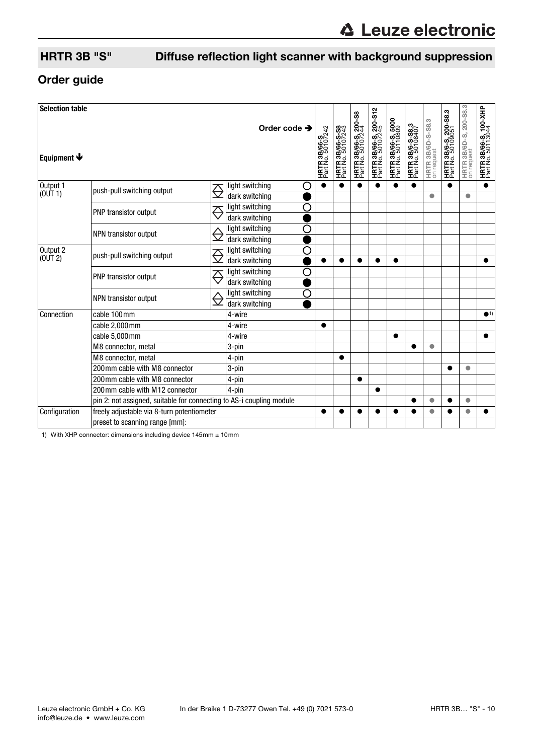## HRTR 3B "S" Diffuse reflection light scanner with background suppression

## Order guide

| Selection table | | | | HRTR 3B/66-S Part No. 50107242 | HRTR 3B/66-S-S8 Part No. 50107243 | HRTR 3B/66-S, 200-S8 Part No. 50107244 | HRTR 3B/66-S, 200-S12 Part No. 50107245 | HRTR 3B/66-S, 5000 Part No. 50110809 | HRTR 3B/6-S-S8.3 Part No. 50108407 | HRTR 3B/6D-S-S8.3 on request | HRTR 3B/6-S, 200-S8.3 Part No. 50109051 | HRTR 3B/6D-S, 200-S8.3 on request | HRTR 3B/66-S, 100-XHP Part No. 50113044 |
|---|---|---|---|---|---|---|---|---|---|---|---|---|---|
| Equipment ↓ | | | Order code → | | | | | | | | | | |
| Output 1 (OUT 1) | push-pull switching output | | light switching ○ | ● | ● | ● | ● | ● | ● | | ● | | ● |
| | | | dark switching ● | | | | | | | ● | | ● | |
| | PNP transistor output | | light switching ○ | | | | | | | | | | |
| | | | dark switching ● | | | | | | | | | | |
| | NPN transistor output | | light switching ○ | | | | | | | | | | |
| | | | dark switching ● | | | | | | | | | | |
| Output 2 (OUT 2) | push-pull switching output | | light switching ○ | | | | | | | | | | |
| | | | dark switching ● | ● | ● | ● | ● | ● | | | | | ● |
| | PNP transistor output | | light switching ○ | | | | | | | | | | |
| | | | dark switching ● | | | | | | | | | | |
| | NPN transistor output | | light switching ○ | | | | | | | | | | |
| | | | dark switching ● | | | | | | | | | | |
| Connection | cable 100mm | | 4-wire | | | | | | | | | | ●1) |
| | cable 2,000mm | | 4-wire | ● | | | | | | | | | |
| | cable 5,000mm | | 4-wire | | | | | ● | | | | | ● |
| | M8 connector, metal | | 3-pin | | | | | | ● | ● | | | |
| | M8 connector, metal | | 4-pin | | ● | | | | | | | | |
| | 200mm cable with M8 connector | | 3-pin | | | | | | | | ● | ● | |
| | 200mm cable with M8 connector | | 4-pin | | | ● | | | | | | | |
| | 200mm cable with M12 connector | | 4-pin | | | | ● | | | | | | |
| | pin 2: not assigned, suitable for connecting to AS-i coupling module | | | | | | | | ● | ● | ● | ● | |
| Configuration | freely adjustable via 8-turn potentiometer | | | ● | ● | ● | ● | ● | ● | ● | ● | ● | ● |
| | preset to scanning range [mm]: | | | | | | | | | | | | |

1) With XHP connector: dimensions including device 145mm ± 10mm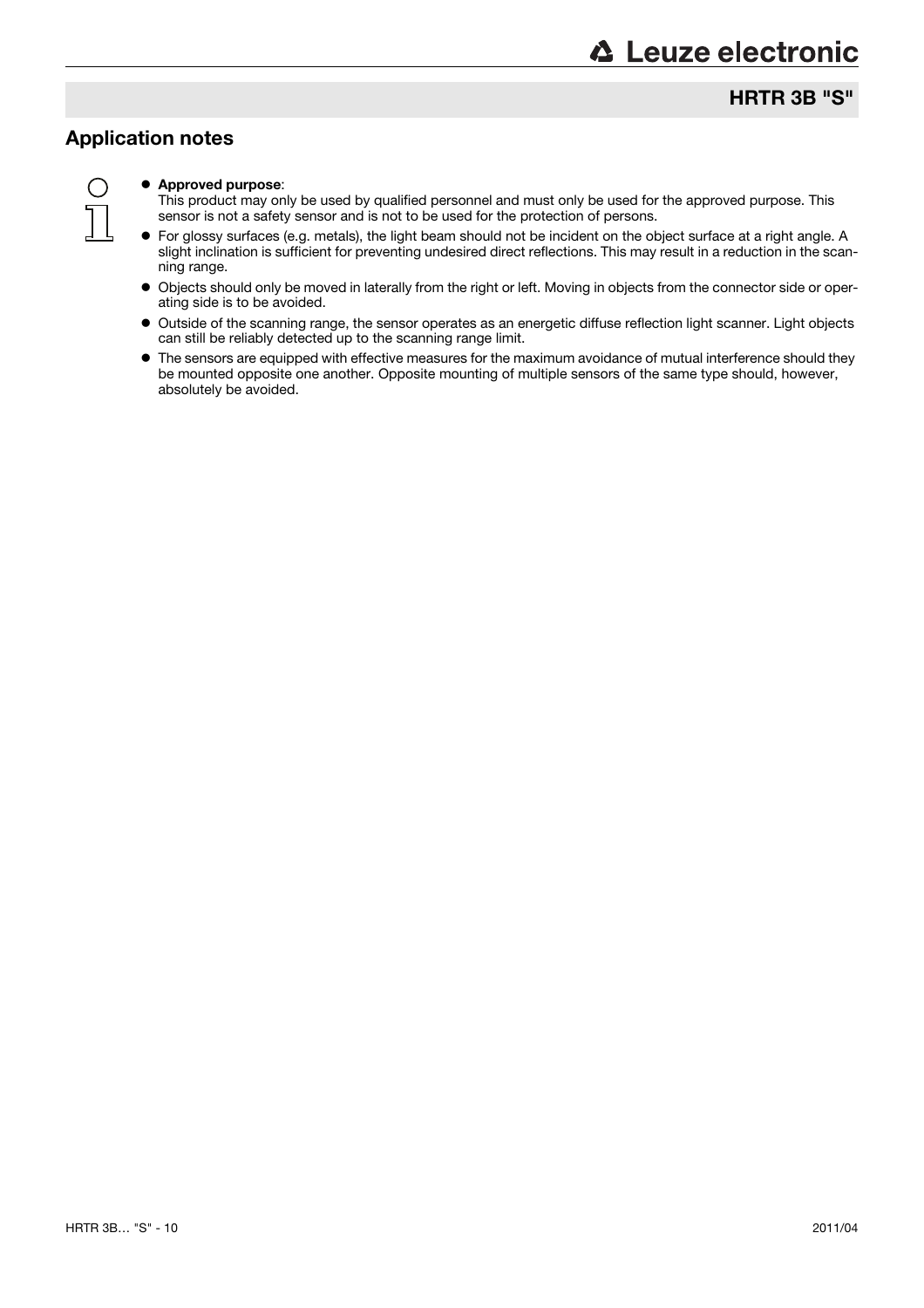## Application notes

- **Approved purpose**:
  This product may only be used by qualified personnel and must only be used for the approved purpose. This sensor is not a safety sensor and is not to be used for the protection of persons.
- For glossy surfaces (e.g. metals), the light beam should not be incident on the object surface at a right angle. A slight inclination is sufficient for preventing undesired direct reflections. This may result in a reduction in the scanning range.
- Objects should only be moved in laterally from the right or left. Moving in objects from the connector side or operating side is to be avoided.
- Outside of the scanning range, the sensor operates as an energetic diffuse reflection light scanner. Light objects can still be reliably detected up to the scanning range limit.
- The sensors are equipped with effective measures for the maximum avoidance of mutual interference should they be mounted opposite one another. Opposite mounting of multiple sensors of the same type should, however, absolutely be avoided.